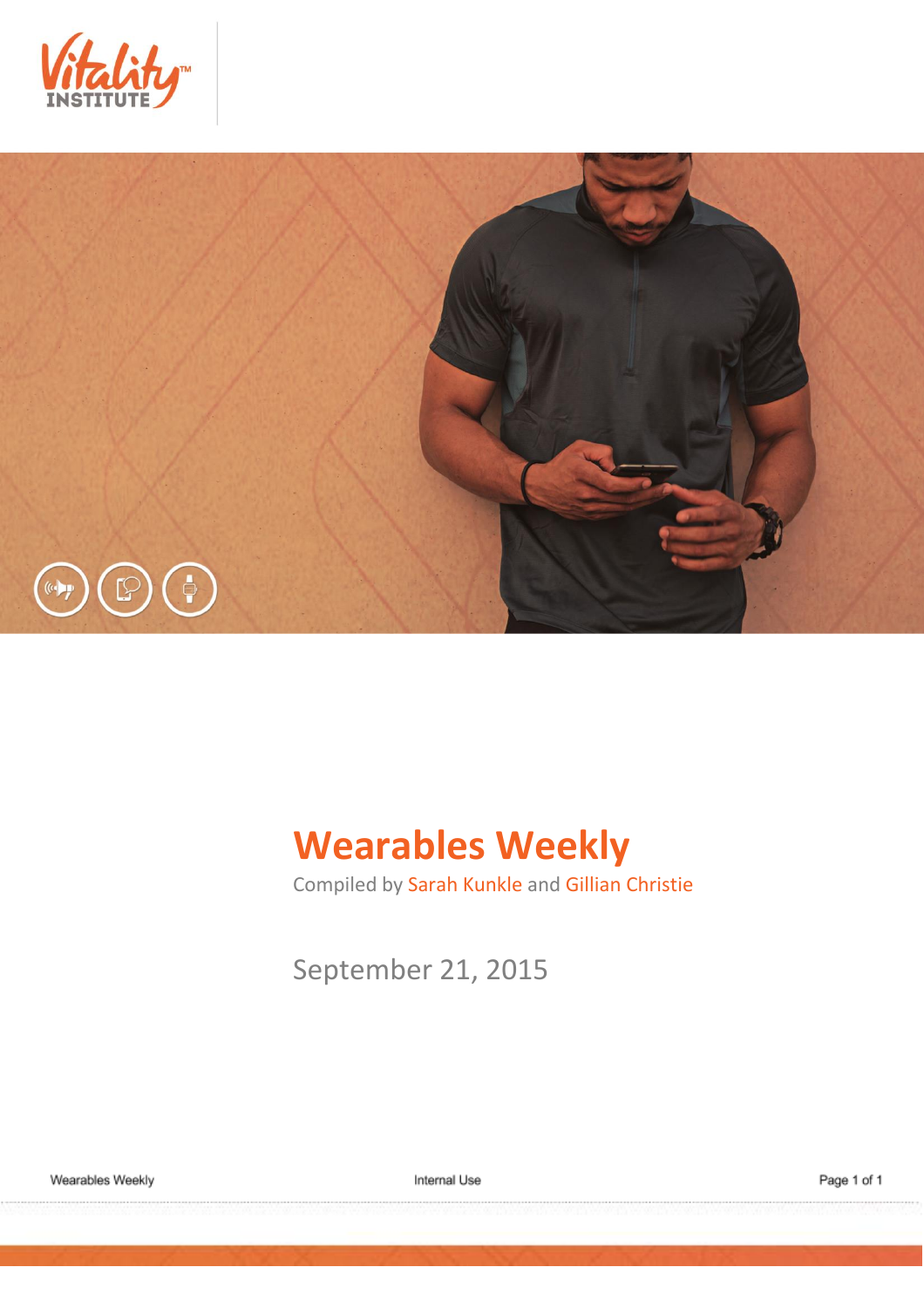# Wearables Weekly

Compiled by Sarah Kunkle and Gillian Christie

September 21, 2015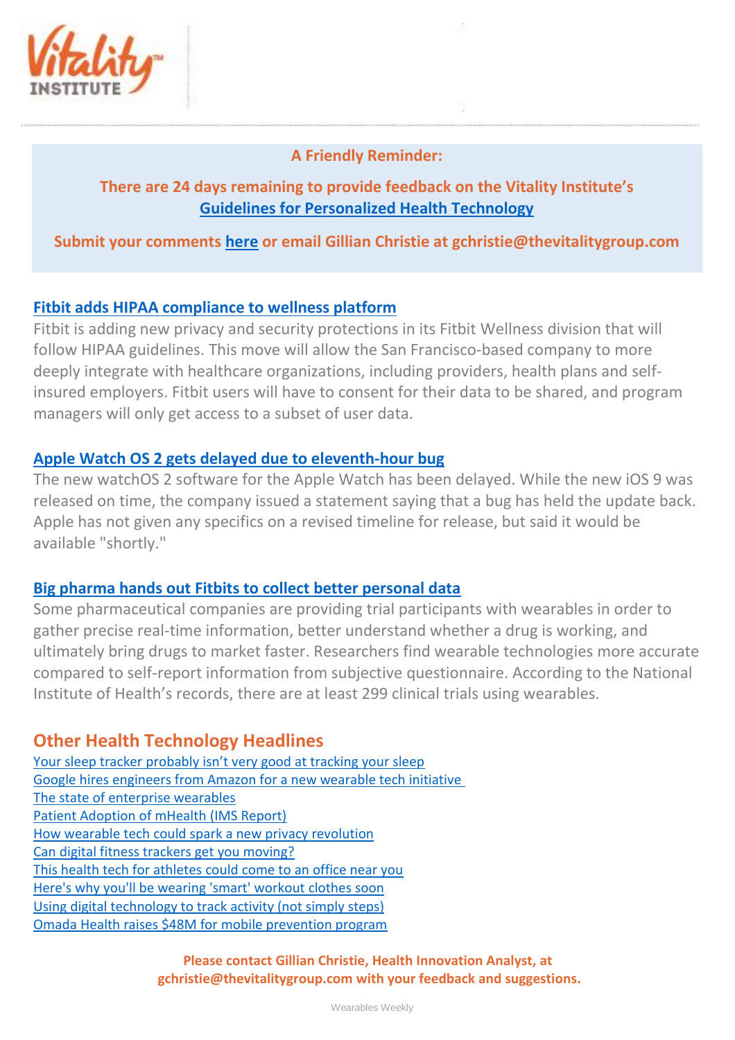**A Friendly Reminder:**

**There are 24 days remaining to provide feedback on the Vitality Institute's [Guidelines for Personalized Health Technology](#)**

**Submit your comments [here](#) or email Gillian Christie at gchristie@thevitalitygroup.com**

### [Fitbit adds HIPAA compliance to wellness platform](#)

Fitbit is adding new privacy and security protections in its Fitbit Wellness division that will follow HIPAA guidelines. This move will allow the San Francisco-based company to more deeply integrate with healthcare organizations, including providers, health plans and self-insured employers. Fitbit users will have to consent for their data to be shared, and program managers will only get access to a subset of user data.

### [Apple Watch OS 2 gets delayed due to eleventh-hour bug](#)

The new watchOS 2 software for the Apple Watch has been delayed. While the new iOS 9 was released on time, the company issued a statement saying that a bug has held the update back. Apple has not given any specifics on a revised timeline for release, but said it would be available "shortly."

### [Big pharma hands out Fitbits to collect better personal data](#)

Some pharmaceutical companies are providing trial participants with wearables in order to gather precise real-time information, better understand whether a drug is working, and ultimately bring drugs to market faster. Researchers find wearable technologies more accurate compared to self-report information from subjective questionnaire. According to the National Institute of Health's records, there are at least 299 clinical trials using wearables.

## Other Health Technology Headlines

[Your sleep tracker probably isn't very good at tracking your sleep](#)
[Google hires engineers from Amazon for a new wearable tech initiative](#)
[The state of enterprise wearables](#)
[Patient Adoption of mHealth (IMS Report)](#)
[How wearable tech could spark a new privacy revolution](#)
[Can digital fitness trackers get you moving?](#)
[This health tech for athletes could come to an office near you](#)
[Here's why you'll be wearing 'smart' workout clothes soon](#)
[Using digital technology to track activity (not simply steps)](#)
[Omada Health raises $48M for mobile prevention program](#)

**Please contact Gillian Christie, Health Innovation Analyst, at gchristie@thevitalitygroup.com with your feedback and suggestions.**